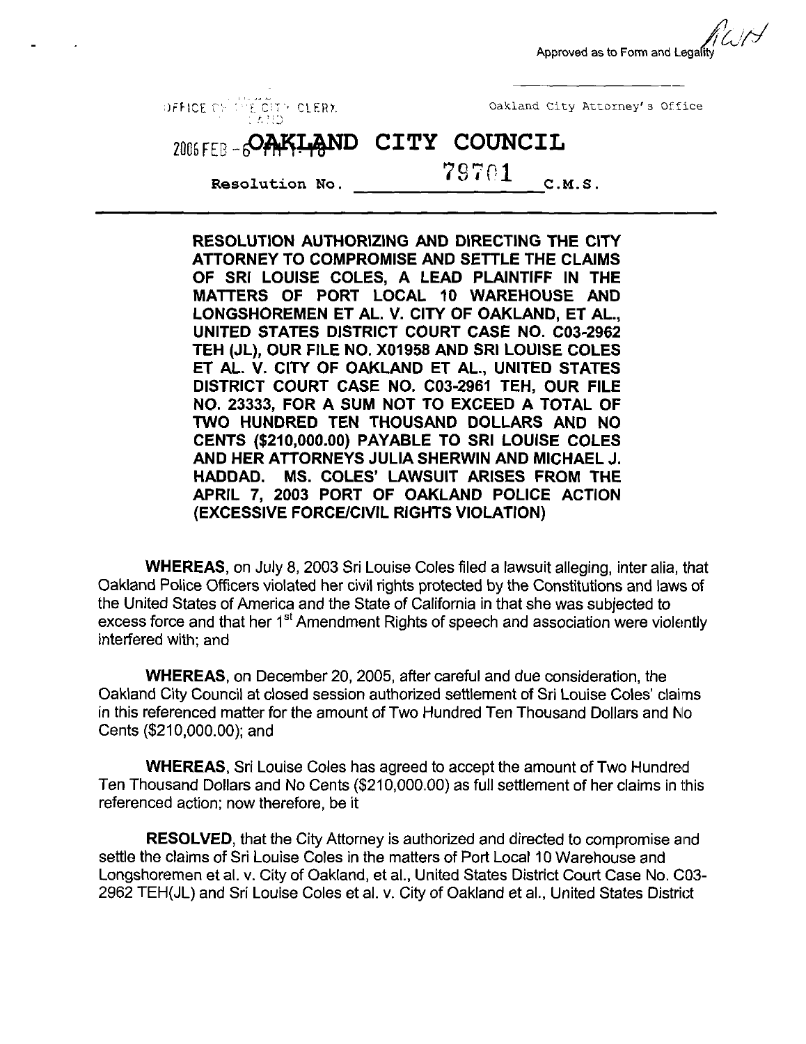Approved as to Form and Legality

Oakland City Attorney's Office

OFFICE OF THE CITY CLERK

2006 FEB -6 PM 1:18

# OAKLAND CITY COUNCIL

Resolution No. 79701 C.M.S.

**RESOLUTION AUTHORIZING AND DIRECTING THE CITY ATTORNEY TO COMPROMISE AND SETTLE THE CLAIMS OF SRI LOUISE COLES, A LEAD PLAINTIFF IN THE MATTERS OF PORT LOCAL 10 WAREHOUSE AND LONGSHOREMEN ET AL. V. CITY OF OAKLAND, ET AL., UNITED STATES DISTRICT COURT CASE NO. C03-2962 TEH (JL), OUR FILE NO. X01958 AND SRI LOUISE COLES ET AL. V. CITY OF OAKLAND ET AL., UNITED STATES DISTRICT COURT CASE NO. C03-2961 TEH, OUR FILE NO. 23333, FOR A SUM NOT TO EXCEED A TOTAL OF TWO HUNDRED TEN THOUSAND DOLLARS AND NO CENTS ($210,000.00) PAYABLE TO SRI LOUISE COLES AND HER ATTORNEYS JULIA SHERWIN AND MICHAEL J. HADDAD. MS. COLES' LAWSUIT ARISES FROM THE APRIL 7, 2003 PORT OF OAKLAND POLICE ACTION (EXCESSIVE FORCE/CIVIL RIGHTS VIOLATION)**

**WHEREAS**, on July 8, 2003 Sri Louise Coles filed a lawsuit alleging, inter alia, that Oakland Police Officers violated her civil rights protected by the Constitutions and laws of the United States of America and the State of California in that she was subjected to excess force and that her 1st Amendment Rights of speech and association were violently interfered with; and

**WHEREAS**, on December 20, 2005, after careful and due consideration, the Oakland City Council at closed session authorized settlement of Sri Louise Coles' claims in this referenced matter for the amount of Two Hundred Ten Thousand Dollars and No Cents ($210,000.00); and

**WHEREAS**, Sri Louise Coles has agreed to accept the amount of Two Hundred Ten Thousand Dollars and No Cents ($210,000.00) as full settlement of her claims in this referenced action; now therefore, be it

**RESOLVED**, that the City Attorney is authorized and directed to compromise and settle the claims of Sri Louise Coles in the matters of Port Local 10 Warehouse and Longshoremen et al. v. City of Oakland, et al., United States District Court Case No. C03-2962 TEH(JL) and Sri Louise Coles et al. v. City of Oakland et al., United States District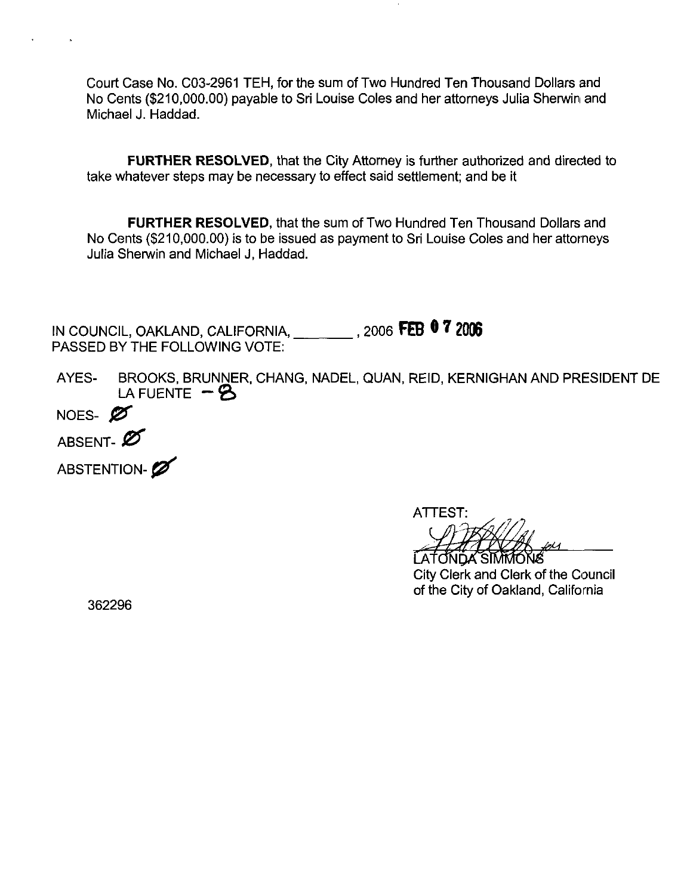Court Case No. C03-2961 TEH, for the sum of Two Hundred Ten Thousand Dollars and No Cents ($210,000.00) payable to Sri Louise Coles and her attorneys Julia Sherwin and Michael J. Haddad.

**FURTHER RESOLVED**, that the City Attorney is further authorized and directed to take whatever steps may be necessary to effect said settlement; and be it

**FURTHER RESOLVED**, that the sum of Two Hundred Ten Thousand Dollars and No Cents ($210,000.00) is to be issued as payment to Sri Louise Coles and her attorneys Julia Sherwin and Michael J, Haddad.

IN COUNCIL, OAKLAND, CALIFORNIA, \_\_\_\_\_\_\_\_, 2006 FEB 07 2006
PASSED BY THE FOLLOWING VOTE:

AYES- BROOKS, BRUNNER, CHANG, NADEL, QUAN, REID, KERNIGHAN AND PRESIDENT DE LA FUENTE – 8

NOES- Ø

ABSENT- Ø

ABSTENTION- Ø

ATTEST:

LATONDA SIMMONS
City Clerk and Clerk of the Council
of the City of Oakland, California

362296